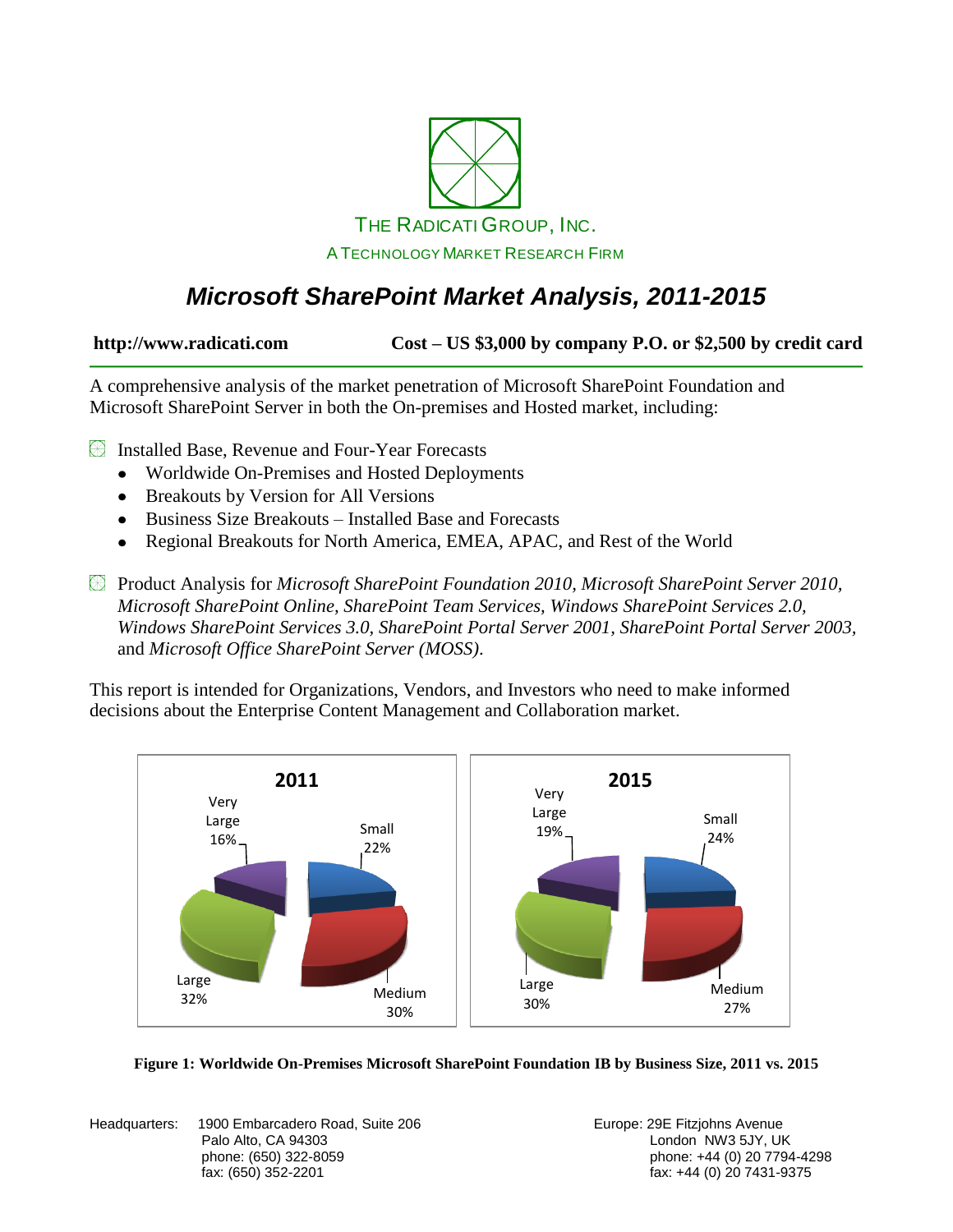THE RADICATI GROUP, INC.

A TECHNOLOGY MARKET RESEARCH FIRM

# *Microsoft SharePoint Market Analysis, 2011-2015*

**http://www.radicati.com** **Cost – US $3,000 by company P.O. or $2,500 by credit card**

A comprehensive analysis of the market penetration of Microsoft SharePoint Foundation and Microsoft SharePoint Server in both the On-premises and Hosted market, including:

- Installed Base, Revenue and Four-Year Forecasts
  - Worldwide On-Premises and Hosted Deployments
  - Breakouts by Version for All Versions
  - Business Size Breakouts – Installed Base and Forecasts
  - Regional Breakouts for North America, EMEA, APAC, and Rest of the World
- Product Analysis for *Microsoft SharePoint Foundation 2010, Microsoft SharePoint Server 2010, Microsoft SharePoint Online, SharePoint Team Services, Windows SharePoint Services 2.0, Windows SharePoint Services 3.0, SharePoint Portal Server 2001, SharePoint Portal Server 2003,* and *Microsoft Office SharePoint Server (MOSS).*

This report is intended for Organizations, Vendors, and Investors who need to make informed decisions about the Enterprise Content Management and Collaboration market.

| Business Size | 2011 | 2015 |
|---|---|---|
| Small | 22% | 24% |
| Medium | 30% | 27% |
| Large | 32% | 30% |
| Very Large | 16% | 19% |

**Figure 1: Worldwide On-Premises Microsoft SharePoint Foundation IB by Business Size, 2011 vs. 2015**

Headquarters: 1900 Embarcadero Road, Suite 206
Palo Alto, CA 94303
phone: (650) 322-8059
fax: (650) 352-2201

Europe: 29E Fitzjohns Avenue
London NW3 5JY, UK
phone: +44 (0) 20 7794-4298
fax: +44 (0) 20 7431-9375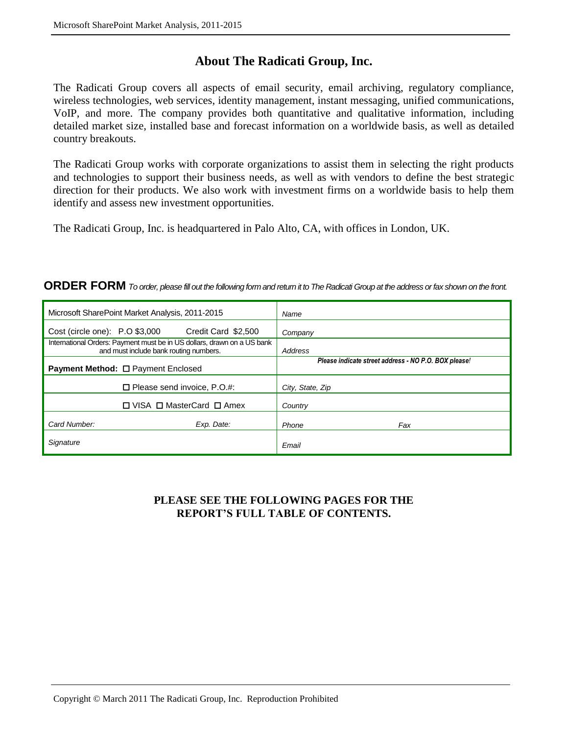## About The Radicati Group, Inc.

The Radicati Group covers all aspects of email security, email archiving, regulatory compliance, wireless technologies, web services, identity management, instant messaging, unified communications, VoIP, and more. The company provides both quantitative and qualitative information, including detailed market size, installed base and forecast information on a worldwide basis, as well as detailed country breakouts.

The Radicati Group works with corporate organizations to assist them in selecting the right products and technologies to support their business needs, as well as with vendors to define the best strategic direction for their products. We also work with investment firms on a worldwide basis to help them identify and assess new investment opportunities.

The Radicati Group, Inc. is headquartered in Palo Alto, CA, with offices in London, UK.

**ORDER FORM** *To order, please fill out the following form and return it to The Radicati Group at the address or fax shown on the front.*

| | |
|---|---|
| Microsoft SharePoint Market Analysis, 2011-2015 | *Name* |
| Cost (circle one): P.O $3,000 Credit Card $2,500 | *Company* |
| International Orders: Payment must be in US dollars, drawn on a US bank and must include bank routing numbers. | *Address* |
| **Payment Method:** ☐ Payment Enclosed | ***Please indicate street address - NO P.O. BOX please!*** |
| ☐ Please send invoice, P.O.#: | *City, State, Zip* |
| ☐ VISA ☐ MasterCard ☐ Amex | *Country* |
| *Card Number:* *Exp. Date:* | *Phone* *Fax* |
| *Signature* | *Email* |

**PLEASE SEE THE FOLLOWING PAGES FOR THE REPORT'S FULL TABLE OF CONTENTS.**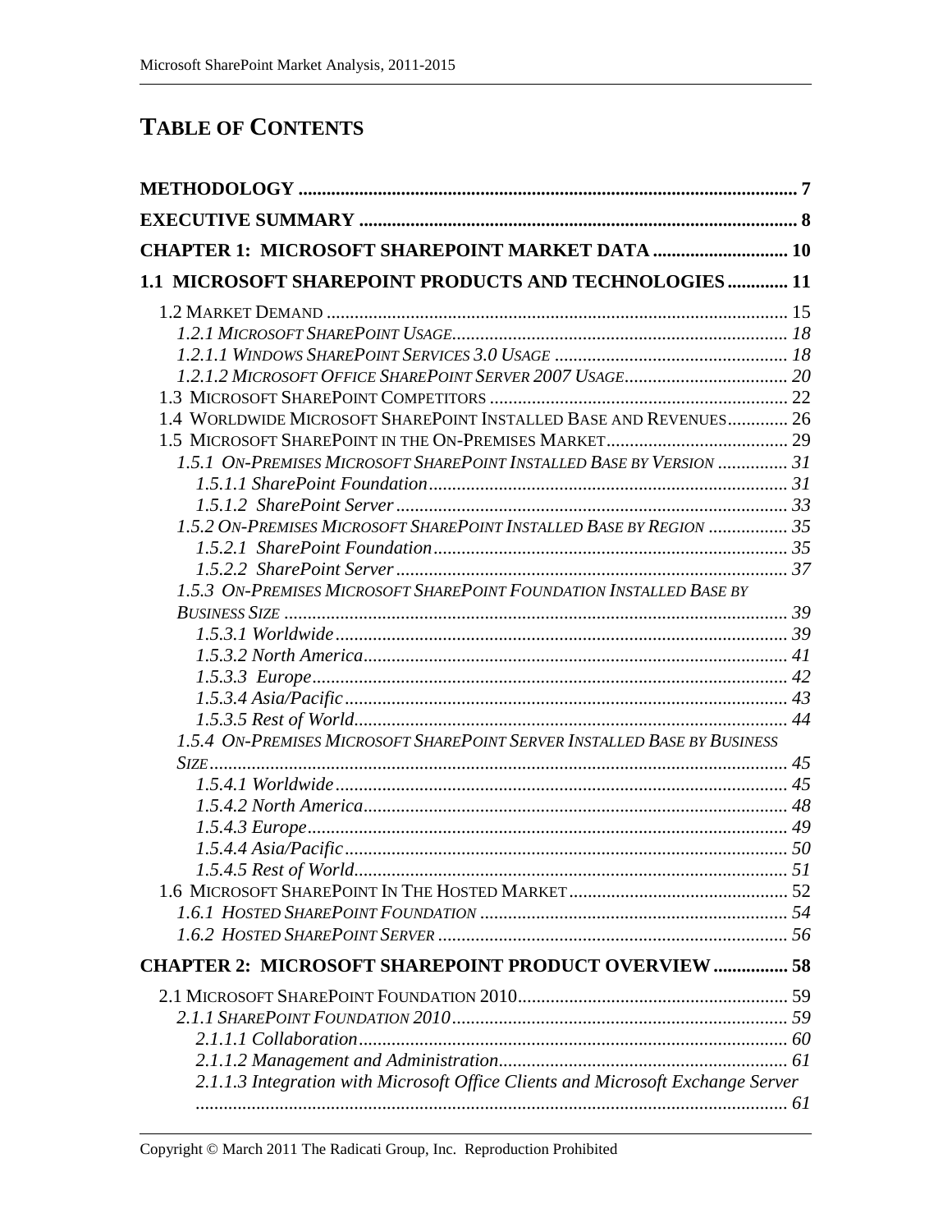# TABLE OF CONTENTS

**METHODOLOGY** ........................................................................................................ **7**

**EXECUTIVE SUMMARY** ........................................................................................... **8**

**CHAPTER 1: MICROSOFT SHAREPOINT MARKET DATA** ............................ **10**

**1.1 MICROSOFT SHAREPOINT PRODUCTS AND TECHNOLOGIES** ............. **11**

1.2 MARKET DEMAND ............................................................................................. 15
*1.2.1 MICROSOFT SHAREPOINT USAGE* ............................................................ *18*
*1.2.1.1 WINDOWS SHAREPOINT SERVICES 3.0 USAGE* ........................................ *18*
*1.2.1.2 MICROSOFT OFFICE SHAREPOINT SERVER 2007 USAGE* ........................... *20*
1.3 MICROSOFT SHAREPOINT COMPETITORS .................................................. 22
1.4 WORLDWIDE MICROSOFT SHAREPOINT INSTALLED BASE AND REVENUES ............. 26
1.5 MICROSOFT SHAREPOINT IN THE ON-PREMISES MARKET ................................... 29
*1.5.1 ON-PREMISES MICROSOFT SHAREPOINT INSTALLED BASE BY VERSION* ............... *31*
*1.5.1.1 SharePoint Foundation* ................................................................... *31*
*1.5.1.2 SharePoint Server* ......................................................................... *33*
*1.5.2 ON-PREMISES MICROSOFT SHAREPOINT INSTALLED BASE BY REGION* ................ *35*
*1.5.2.1 SharePoint Foundation* ................................................................... *35*
*1.5.2.2 SharePoint Server* ......................................................................... *37*
*1.5.3 ON-PREMISES MICROSOFT SHAREPOINT FOUNDATION INSTALLED BASE BY BUSINESS SIZE* ............................................................................................ *39*
*1.5.3.1 Worldwide* ..................................................................................... *39*
*1.5.3.2 North America* .............................................................................. *41*
*1.5.3.3 Europe* ......................................................................................... *42*
*1.5.3.4 Asia/Pacific* ................................................................................... *43*
*1.5.3.5 Rest of World* ................................................................................ *44*
*1.5.4 ON-PREMISES MICROSOFT SHAREPOINT SERVER INSTALLED BASE BY BUSINESS SIZE* ................................................................................................................ *45*
*1.5.4.1 Worldwide* ..................................................................................... *45*
*1.5.4.2 North America* .............................................................................. *48*
*1.5.4.3 Europe* ......................................................................................... *49*
*1.5.4.4 Asia/Pacific* ................................................................................... *50*
*1.5.4.5 Rest of World* ................................................................................ *51*
1.6 MICROSOFT SHAREPOINT IN THE HOSTED MARKET ........................................ 52
*1.6.1 HOSTED SHAREPOINT FOUNDATION* ....................................................... *54*
*1.6.2 HOSTED SHAREPOINT SERVER* ............................................................... *56*

**CHAPTER 2: MICROSOFT SHAREPOINT PRODUCT OVERVIEW** ................ **58**

2.1 MICROSOFT SHAREPOINT FOUNDATION 2010 ................................................. 59
*2.1.1 SHAREPOINT FOUNDATION 2010* ............................................................ *59*
*2.1.1.1 Collaboration* ................................................................................ *60*
*2.1.1.2 Management and Administration* ..................................................... *61*
*2.1.1.3 Integration with Microsoft Office Clients and Microsoft Exchange Server* ........................................................................................................................ *61*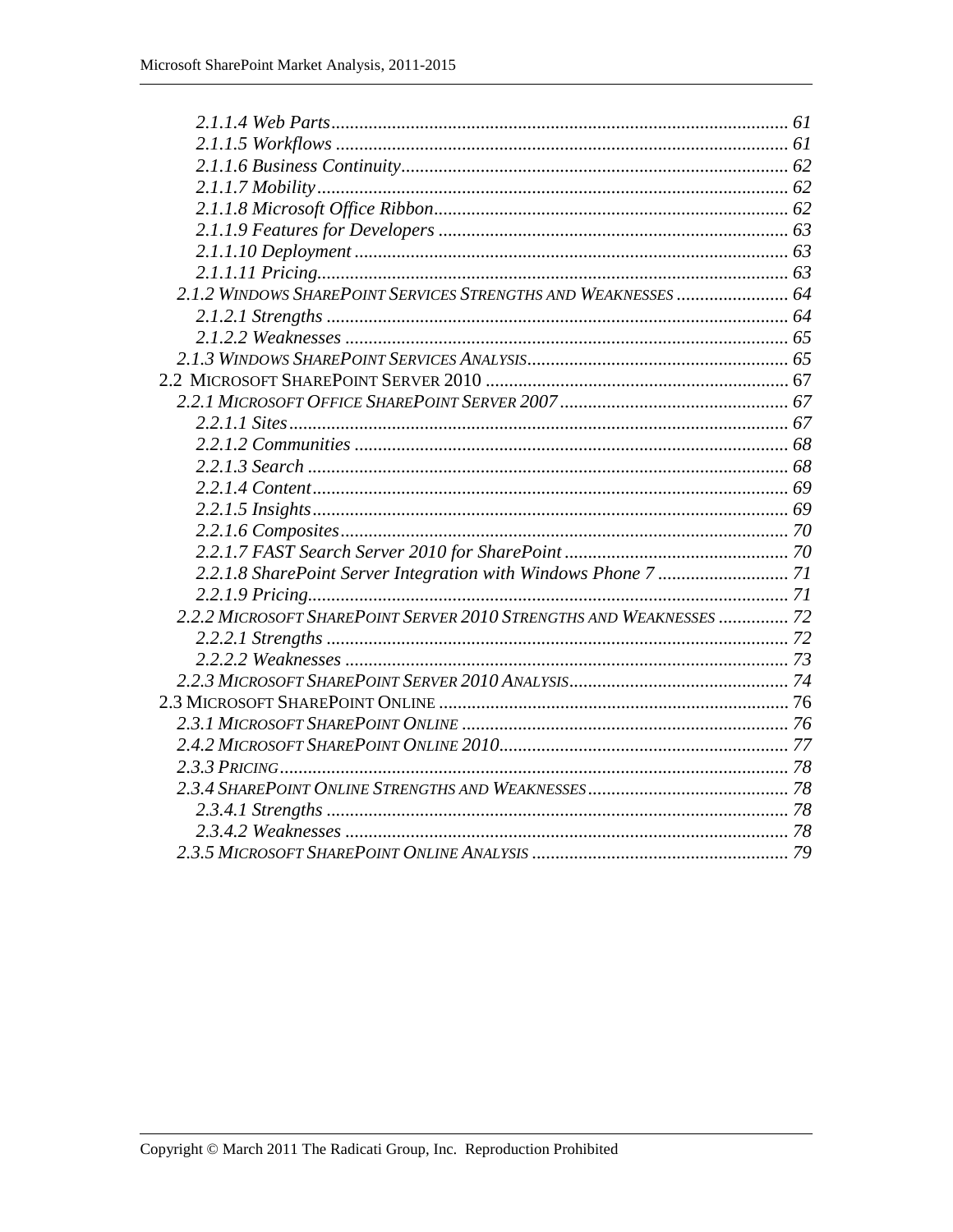2.1.1.4 Web Parts ........................................................................................ 61
2.1.1.5 Workflows ........................................................................................ 61
2.1.1.6 Business Continuity.......................................................................... 62
2.1.1.7 Mobility ............................................................................................ 62
2.1.1.8 Microsoft Office Ribbon................................................................... 62
2.1.1.9 Features for Developers ................................................................... 63
2.1.1.10 Deployment .................................................................................... 63
2.1.1.11 Pricing............................................................................................. 63
2.1.2 Windows SharePoint Services Strengths and Weaknesses ........................ 64
2.1.2.1 Strengths .......................................................................................... 64
2.1.2.2 Weaknesses ...................................................................................... 65
2.1.3 Windows SharePoint Services Analysis.......................................................... 65
2.2 Microsoft SharePoint Server 2010 ................................................................. 67
2.2.1 Microsoft Office SharePoint Server 2007 .................................................. 67
2.2.1.1 Sites.................................................................................................. 67
2.2.1.2 Communities .................................................................................... 68
2.2.1.3 Search .............................................................................................. 68
2.2.1.4 Content............................................................................................. 69
2.2.1.5 Insights............................................................................................. 69
2.2.1.6 Composites....................................................................................... 70
2.2.1.7 FAST Search Server 2010 for SharePoint ........................................ 70
2.2.1.8 SharePoint Server Integration with Windows Phone 7 ..................... 71
2.2.1.9 Pricing.............................................................................................. 71
2.2.2 Microsoft SharePoint Server 2010 Strengths and Weaknesses ............... 72
2.2.2.1 Strengths .......................................................................................... 72
2.2.2.2 Weaknesses ...................................................................................... 73
2.2.3 Microsoft SharePoint Server 2010 Analysis................................................ 74
2.3 Microsoft SharePoint Online ........................................................................... 76
2.3.1 Microsoft SharePoint Online ...................................................................... 76
2.4.2 Microsoft SharePoint Online 2010............................................................. 77
2.3.3 Pricing........................................................................................................... 78
2.3.4 SharePoint Online Strengths and Weaknesses ........................................... 78
2.3.4.1 Strengths .......................................................................................... 78
2.3.4.2 Weaknesses ...................................................................................... 78
2.3.5 Microsoft SharePoint Online Analysis ....................................................... 79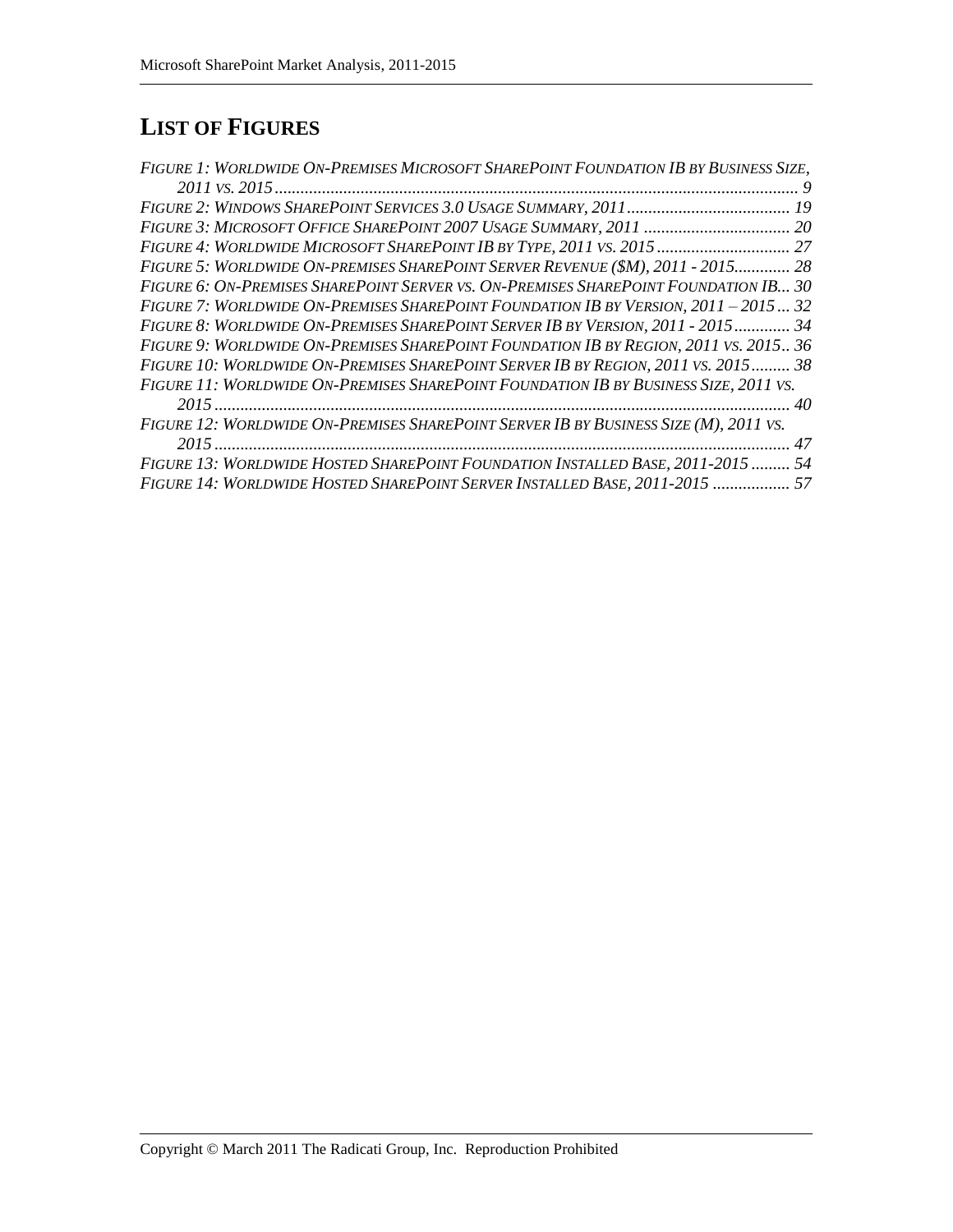# LIST OF FIGURES

*Figure 1: Worldwide On-Premises Microsoft SharePoint Foundation IB by Business Size, 2011 vs. 2015* ........................................................................................................ 9
*Figure 2: Windows SharePoint Services 3.0 Usage Summary, 2011* ...................................... 19
*Figure 3: Microsoft Office SharePoint 2007 Usage Summary, 2011* .................................. 20
*Figure 4: Worldwide Microsoft SharePoint IB by Type, 2011 vs. 2015* ............................... 27
*Figure 5: Worldwide On-premises SharePoint Server Revenue ($M), 2011 - 2015*............. 28
*Figure 6: On-Premises SharePoint Server vs. On-Premises SharePoint Foundation IB*... 30
*Figure 7: Worldwide On-Premises SharePoint Foundation IB by Version, 2011 – 2015* ... 32
*Figure 8: Worldwide On-Premises SharePoint Server IB by Version, 2011 - 2015* ............. 34
*Figure 9: Worldwide On-Premises SharePoint Foundation IB by Region, 2011 vs. 2015*.. 36
*Figure 10: Worldwide On-Premises SharePoint Server IB by Region, 2011 vs. 2015*......... 38
*Figure 11: Worldwide On-Premises SharePoint Foundation IB by Business Size, 2011 vs. 2015* ..................................................................................................................... 40
*Figure 12: Worldwide On-Premises SharePoint Server IB by Business Size (M), 2011 vs. 2015* ..................................................................................................................... 47
*Figure 13: Worldwide Hosted SharePoint Foundation Installed Base, 2011-2015* ......... 54
*Figure 14: Worldwide Hosted SharePoint Server Installed Base, 2011-2015* .................. 57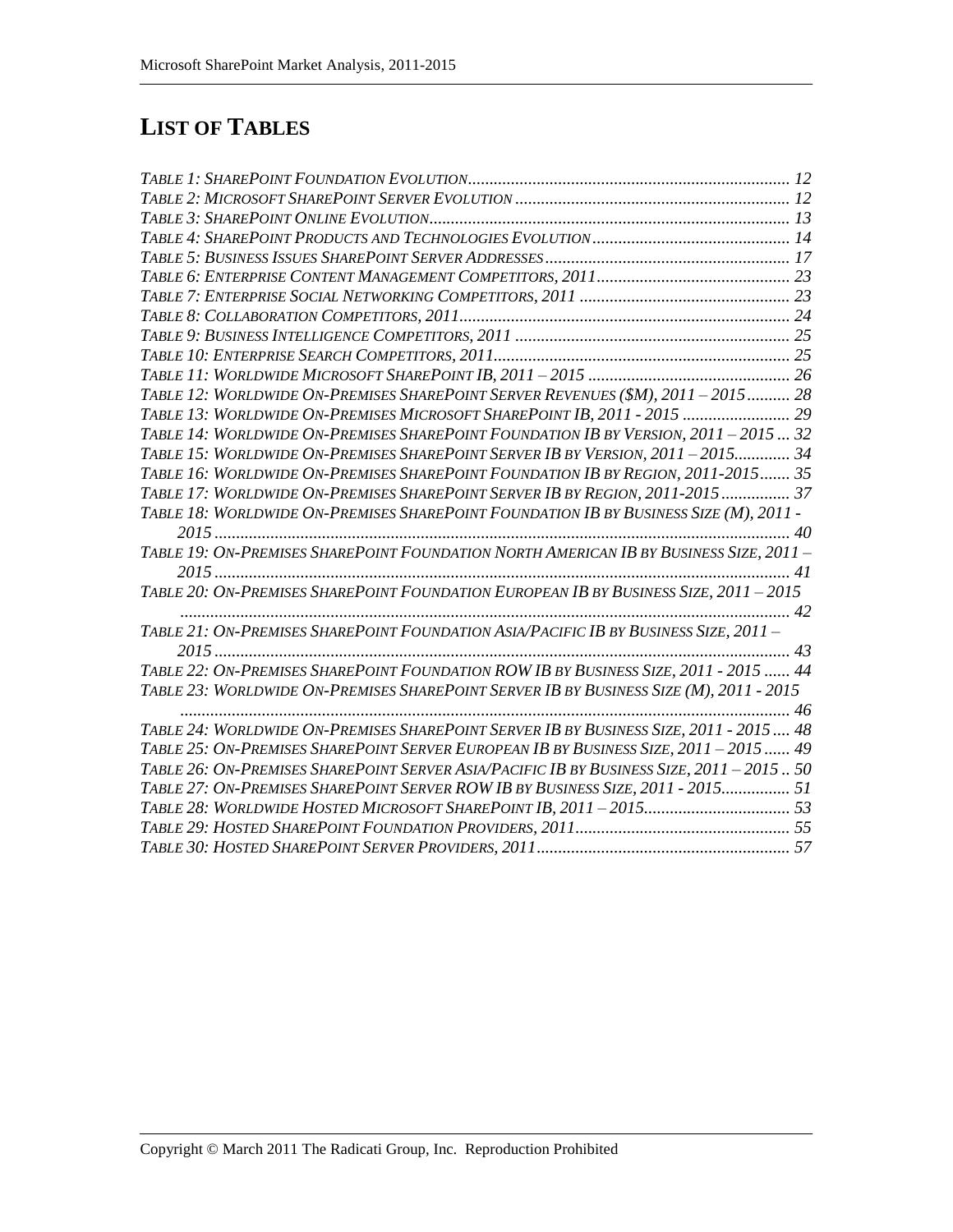# LIST OF TABLES

*TABLE 1: SHAREPOINT FOUNDATION EVOLUTION* .......... 12
*TABLE 2: MICROSOFT SHAREPOINT SERVER EVOLUTION* .......... 12
*TABLE 3: SHAREPOINT ONLINE EVOLUTION* .......... 13
*TABLE 4: SHAREPOINT PRODUCTS AND TECHNOLOGIES EVOLUTION* .......... 14
*TABLE 5: BUSINESS ISSUES SHAREPOINT SERVER ADDRESSES* .......... 17
*TABLE 6: ENTERPRISE CONTENT MANAGEMENT COMPETITORS, 2011* .......... 23
*TABLE 7: ENTERPRISE SOCIAL NETWORKING COMPETITORS, 2011* .......... 23
*TABLE 8: COLLABORATION COMPETITORS, 2011* .......... 24
*TABLE 9: BUSINESS INTELLIGENCE COMPETITORS, 2011* .......... 25
*TABLE 10: ENTERPRISE SEARCH COMPETITORS, 2011* .......... 25
*TABLE 11: WORLDWIDE MICROSOFT SHAREPOINT IB, 2011 – 2015* .......... 26
*TABLE 12: WORLDWIDE ON-PREMISES SHAREPOINT SERVER REVENUES ($M), 2011 – 2015* .......... 28
*TABLE 13: WORLDWIDE ON-PREMISES MICROSOFT SHAREPOINT IB, 2011 - 2015* .......... 29
*TABLE 14: WORLDWIDE ON-PREMISES SHAREPOINT FOUNDATION IB BY VERSION, 2011 – 2015* .......... 32
*TABLE 15: WORLDWIDE ON-PREMISES SHAREPOINT SERVER IB BY VERSION, 2011 – 2015* .......... 34
*TABLE 16: WORLDWIDE ON-PREMISES SHAREPOINT FOUNDATION IB BY REGION, 2011-2015* .......... 35
*TABLE 17: WORLDWIDE ON-PREMISES SHAREPOINT SERVER IB BY REGION, 2011-2015* .......... 37
*TABLE 18: WORLDWIDE ON-PREMISES SHAREPOINT FOUNDATION IB BY BUSINESS SIZE (M), 2011 - 2015* .......... 40
*TABLE 19: ON-PREMISES SHAREPOINT FOUNDATION NORTH AMERICAN IB BY BUSINESS SIZE, 2011 – 2015* .......... 41
*TABLE 20: ON-PREMISES SHAREPOINT FOUNDATION EUROPEAN IB BY BUSINESS SIZE, 2011 – 2015* .......... 42
*TABLE 21: ON-PREMISES SHAREPOINT FOUNDATION ASIA/PACIFIC IB BY BUSINESS SIZE, 2011 – 2015* .......... 43
*TABLE 22: ON-PREMISES SHAREPOINT FOUNDATION ROW IB BY BUSINESS SIZE, 2011 - 2015* .......... 44
*TABLE 23: WORLDWIDE ON-PREMISES SHAREPOINT SERVER IB BY BUSINESS SIZE (M), 2011 - 2015* .......... 46
*TABLE 24: WORLDWIDE ON-PREMISES SHAREPOINT SERVER IB BY BUSINESS SIZE, 2011 - 2015* .......... 48
*TABLE 25: ON-PREMISES SHAREPOINT SERVER EUROPEAN IB BY BUSINESS SIZE, 2011 – 2015* .......... 49
*TABLE 26: ON-PREMISES SHAREPOINT SERVER ASIA/PACIFIC IB BY BUSINESS SIZE, 2011 – 2015* .......... 50
*TABLE 27: ON-PREMISES SHAREPOINT SERVER ROW IB BY BUSINESS SIZE, 2011 - 2015* .......... 51
*TABLE 28: WORLDWIDE HOSTED MICROSOFT SHAREPOINT IB, 2011 – 2015* .......... 53
*TABLE 29: HOSTED SHAREPOINT FOUNDATION PROVIDERS, 2011* .......... 55
*TABLE 30: HOSTED SHAREPOINT SERVER PROVIDERS, 2011* .......... 57